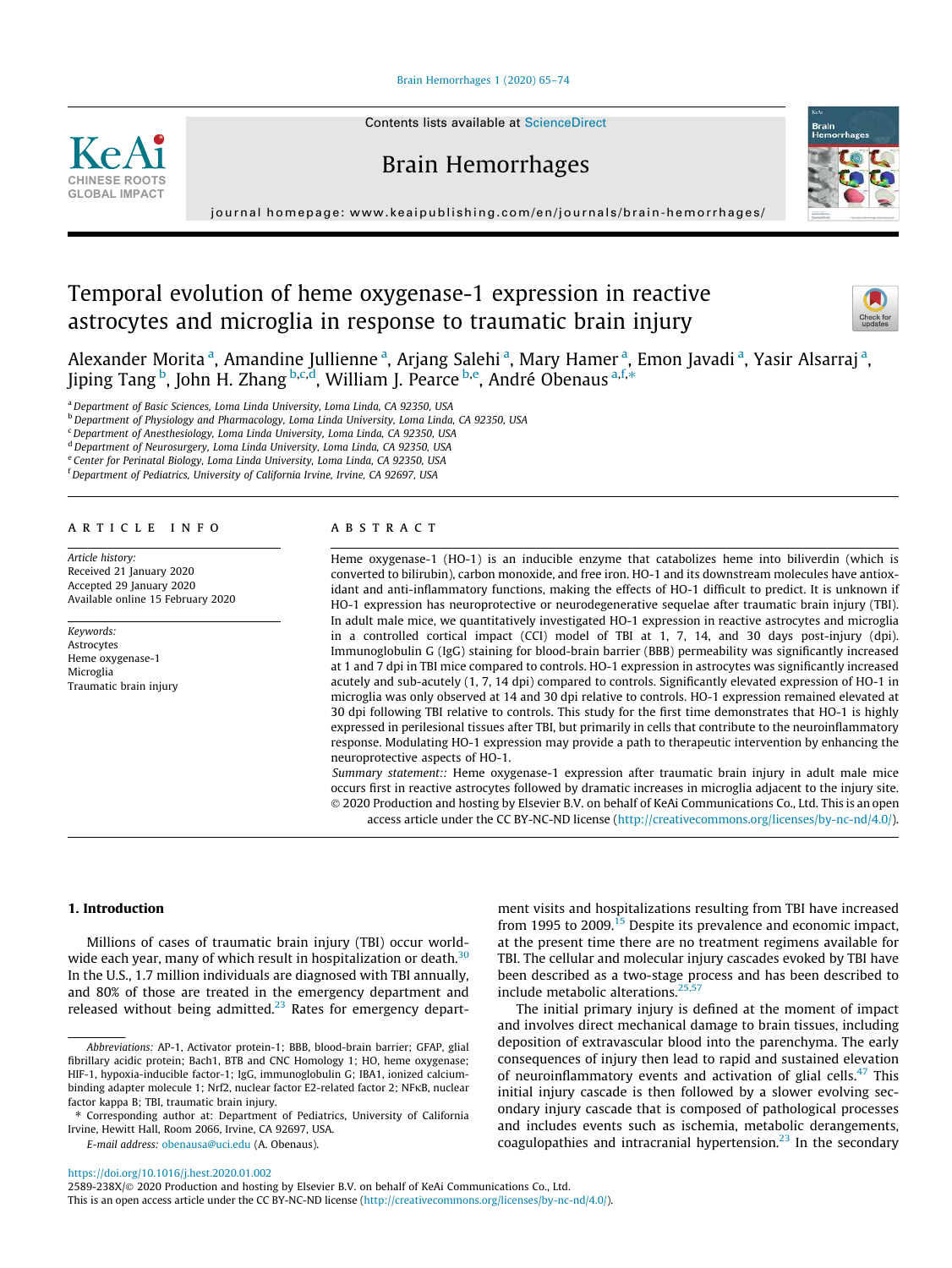# Temporal evolution of heme oxygenase-1 expression in reactive astrocytes and microglia in response to traumatic brain injury

Alexander Morita [a], Amandine Jullienne [a], Arjang Salehi [a], Mary Hamer [a], Emon Javadi [a], Yasir Alsarraj [a], Jiping Tang [b], John H. Zhang [b,c,d], William J. Pearce [b,e], André Obenaus [a,f,*]

[a] Department of Basic Sciences, Loma Linda University, Loma Linda, CA 92350, USA
[b] Department of Physiology and Pharmacology, Loma Linda University, Loma Linda, CA 92350, USA
[c] Department of Anesthesiology, Loma Linda University, Loma Linda, CA 92350, USA
[d] Department of Neurosurgery, Loma Linda University, Loma Linda, CA 92350, USA
[e] Center for Perinatal Biology, Loma Linda University, Loma Linda, CA 92350, USA
[f] Department of Pediatrics, University of California Irvine, Irvine, CA 92697, USA

## ARTICLE INFO

*Article history:*
Received 21 January 2020
Accepted 29 January 2020
Available online 15 February 2020

*Keywords:*
Astrocytes
Heme oxygenase-1
Microglia
Traumatic brain injury

## ABSTRACT

Heme oxygenase-1 (HO-1) is an inducible enzyme that catabolizes heme into biliverdin (which is converted to bilirubin), carbon monoxide, and free iron. HO-1 and its downstream molecules have antioxidant and anti-inflammatory functions, making the effects of HO-1 difficult to predict. It is unknown if HO-1 expression has neuroprotective or neurodegenerative sequelae after traumatic brain injury (TBI). In adult male mice, we quantitatively investigated HO-1 expression in reactive astrocytes and microglia in a controlled cortical impact (CCI) model of TBI at 1, 7, 14, and 30 days post-injury (dpi). Immunoglobulin G (IgG) staining for blood-brain barrier (BBB) permeability was significantly increased at 1 and 7 dpi in TBI mice compared to controls. HO-1 expression in astrocytes was significantly increased acutely and sub-acutely (1, 7, 14 dpi) compared to controls. Significantly elevated expression of HO-1 in microglia was only observed at 14 and 30 dpi relative to controls. HO-1 expression remained elevated at 30 dpi following TBI relative to controls. This study for the first time demonstrates that HO-1 is highly expressed in perilesional tissues after TBI, but primarily in cells that contribute to the neuroinflammatory response. Modulating HO-1 expression may provide a path to therapeutic intervention by enhancing the neuroprotective aspects of HO-1.

*Summary statement::* Heme oxygenase-1 expression after traumatic brain injury in adult male mice occurs first in reactive astrocytes followed by dramatic increases in microglia adjacent to the injury site.

© 2020 Production and hosting by Elsevier B.V. on behalf of KeAi Communications Co., Ltd. This is an open access article under the CC BY-NC-ND license (http://creativecommons.org/licenses/by-nc-nd/4.0/).

## 1. Introduction

Millions of cases of traumatic brain injury (TBI) occur worldwide each year, many of which result in hospitalization or death.[30] In the U.S., 1.7 million individuals are diagnosed with TBI annually, and 80% of those are treated in the emergency department and released without being admitted.[23] Rates for emergency department visits and hospitalizations resulting from TBI have increased from 1995 to 2009.[15] Despite its prevalence and economic impact, at the present time there are no treatment regimens available for TBI. The cellular and molecular injury cascades evoked by TBI have been described as a two-stage process and has been described to include metabolic alterations.[25,57]

The initial primary injury is defined at the moment of impact and involves direct mechanical damage to brain tissues, including deposition of extravascular blood into the parenchyma. The early consequences of injury then lead to rapid and sustained elevation of neuroinflammatory events and activation of glial cells.[47] This initial injury cascade is then followed by a slower evolving secondary injury cascade that is composed of pathological processes and includes events such as ischemia, metabolic derangements, coagulopathies and intracranial hypertension.[23] In the secondary

*Abbreviations:* AP-1, Activator protein-1; BBB, blood-brain barrier; GFAP, glial fibrillary acidic protein; Bach1, BTB and CNC Homology 1; HO, heme oxygenase; HIF-1, hypoxia-inducible factor-1; IgG, immunoglobulin G; IBA1, ionized calcium-binding adapter molecule 1; Nrf2, nuclear factor E2-related factor 2; NFκB, nuclear factor kappa B; TBI, traumatic brain injury.

* Corresponding author at: Department of Pediatrics, University of California Irvine, Hewitt Hall, Room 2066, Irvine, CA 92697, USA.

*E-mail address:* obenausa@uci.edu (A. Obenaus).

https://doi.org/10.1016/j.hest.2020.01.002
2589-238X/© 2020 Production and hosting by Elsevier B.V. on behalf of KeAi Communications Co., Ltd.
This is an open access article under the CC BY-NC-ND license (http://creativecommons.org/licenses/by-nc-nd/4.0/).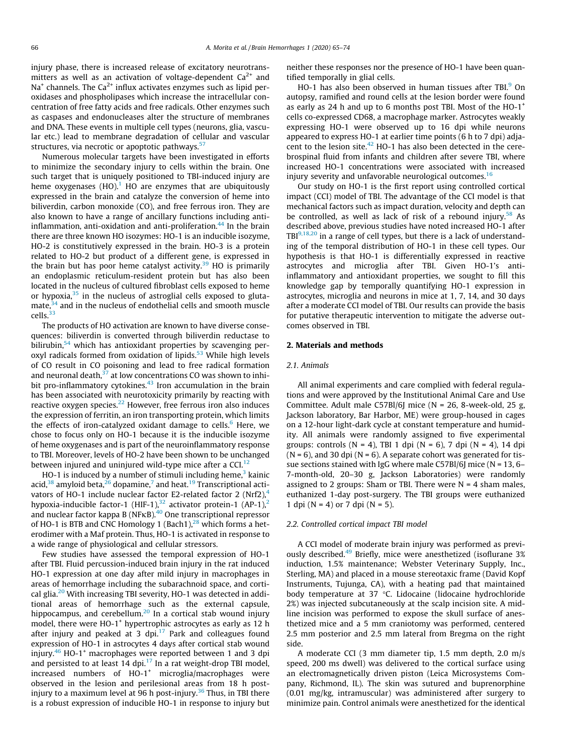injury phase, there is increased release of excitatory neurotransmitters as well as an activation of voltage-dependent $Ca^{2+}$ and $Na^{+}$ channels. The $Ca^{2+}$ influx activates enzymes such as lipid peroxidases and phospholipases which increase the intracellular concentration of free fatty acids and free radicals. Other enzymes such as caspases and endonucleases alter the structure of membranes and DNA. These events in multiple cell types (neurons, glia, vascular etc.) lead to membrane degradation of cellular and vascular structures, via necrotic or apoptotic pathways.[57]

Numerous molecular targets have been investigated in efforts to minimize the secondary injury to cells within the brain. One such target that is uniquely positioned to TBI-induced injury are heme oxygenases (HO).[1] HO are enzymes that are ubiquitously expressed in the brain and catalyze the conversion of heme into biliverdin, carbon monoxide (CO), and free ferrous iron. They are also known to have a range of ancillary functions including anti-inflammation, anti-oxidation and anti-proliferation.[44] In the brain there are three known HO isozymes: HO-1 is an inducible isozyme, HO-2 is constitutively expressed in the brain. HO-3 is a protein related to HO-2 but product of a different gene, is expressed in the brain but has poor heme catalyst activity.[39] HO is primarily an endoplasmic reticulum-resident protein but has also been located in the nucleus of cultured fibroblast cells exposed to heme or hypoxia,[35] in the nucleus of astroglial cells exposed to glutamate,[34] and in the nucleus of endothelial cells and smooth muscle cells.[33]

The products of HO activation are known to have diverse consequences: biliverdin is converted through biliverdin reductase to bilirubin,[54] which has antioxidant properties by scavenging peroxyl radicals formed from oxidation of lipids.[53] While high levels of CO result in CO poisoning and lead to free radical formation and neuronal death,[37] at low concentrations CO was shown to inhibit pro-inflammatory cytokines.[43] Iron accumulation in the brain has been associated with neurotoxicity primarily by reacting with reactive oxygen species.[22] However, free ferrous iron also induces the expression of ferritin, an iron transporting protein, which limits the effects of iron-catalyzed oxidant damage to cells.[6] Here, we chose to focus only on HO-1 because it is the inducible isozyme of heme oxygenases and is part of the neuroinflammatory response to TBI. Moreover, levels of HO-2 have been shown to be unchanged between injured and uninjured wild-type mice after a CCI.[12]

HO-1 is induced by a number of stimuli including heme,[3] kainic acid,[38] amyloid beta,[26] dopamine,[7] and heat.[19] Transcriptional activators of HO-1 include nuclear factor E2-related factor 2 (Nrf2),[4] hypoxia-inducible factor-1 (HIF-1),[32] activator protein-1 (AP-1),[2] and nuclear factor kappa B (NFκB).[40] One transcriptional repressor of HO-1 is BTB and CNC Homology 1 (Bach1),[28] which forms a heterodimer with a Maf protein. Thus, HO-1 is activated in response to a wide range of physiological and cellular stressors.

Few studies have assessed the temporal expression of HO-1 after TBI. Fluid percussion-induced brain injury in the rat induced HO-1 expression at one day after mild injury in macrophages in areas of hemorrhage including the subarachnoid space, and cortical glia.[20] With increasing TBI severity, HO-1 was detected in additional areas of hemorrhage such as the external capsule, hippocampus, and cerebellum.[20] In a cortical stab wound injury model, there were HO-1$^{+}$ hypertrophic astrocytes as early as 12 h after injury and peaked at 3 dpi.[17] Park and colleagues found expression of HO-1 in astrocytes 4 days after cortical stab wound injury.[46] HO-1$^{+}$ macrophages were reported between 1 and 3 dpi and persisted to at least 14 dpi.[17] In a rat weight-drop TBI model, increased numbers of HO-1$^{+}$ microglia/macrophages were observed in the lesion and perilesional areas from 18 h post-injury to a maximum level at 96 h post-injury.[36] Thus, in TBI there is a robust expression of inducible HO-1 in response to injury but neither these responses nor the presence of HO-1 have been quantified temporally in glial cells.

HO-1 has also been observed in human tissues after TBI.[9] On autopsy, ramified and round cells at the lesion border were found as early as 24 h and up to 6 months post TBI. Most of the HO-1$^{+}$ cells co-expressed CD68, a macrophage marker. Astrocytes weakly expressing HO-1 were observed up to 16 dpi while neurons appeared to express HO-1 at earlier time points (6 h to 7 dpi) adjacent to the lesion site.[42] HO-1 has also been detected in the cerebrospinal fluid from infants and children after severe TBI, where increased HO-1 concentrations were associated with increased injury severity and unfavorable neurological outcomes.[16]

Our study on HO-1 is the first report using controlled cortical impact (CCI) model of TBI. The advantage of the CCI model is that mechanical factors such as impact duration, velocity and depth can be controlled, as well as lack of risk of a rebound injury.[58] As described above, previous studies have noted increased HO-1 after TBI[9,18,20] in a range of cell types, but there is a lack of understanding of the temporal distribution of HO-1 in these cell types. Our hypothesis is that HO-1 is differentially expressed in reactive astrocytes and microglia after TBI. Given HO-1's anti-inflammatory and antioxidant properties, we sought to fill this knowledge gap by temporally quantifying HO-1 expression in astrocytes, microglia and neurons in mice at 1, 7, 14, and 30 days after a moderate CCI model of TBI. Our results can provide the basis for putative therapeutic intervention to mitigate the adverse outcomes observed in TBI.

## 2. Materials and methods

### 2.1. Animals

All animal experiments and care complied with federal regulations and were approved by the Institutional Animal Care and Use Committee. Adult male C57Bl/6J mice (N = 26, 8-week-old, 25 g, Jackson laboratory, Bar Harbor, ME) were group-housed in cages on a 12-hour light-dark cycle at constant temperature and humidity. All animals were randomly assigned to five experimental groups: controls (N = 4), TBI 1 dpi (N = 6), 7 dpi (N = 4), 14 dpi (N = 6), and 30 dpi (N = 6). A separate cohort was generated for tissue sections stained with IgG where male C57Bl/6J mice (N = 13, 6–7-month-old, 20–30 g, Jackson Laboratories) were randomly assigned to 2 groups: Sham or TBI. There were N = 4 sham males, euthanized 1-day post-surgery. The TBI groups were euthanized 1 dpi (N = 4) or 7 dpi (N = 5).

### 2.2. Controlled cortical impact TBI model

A CCI model of moderate brain injury was performed as previously described.[49] Briefly, mice were anesthetized (isoflurane 3% induction, 1.5% maintenance; Webster Veterinary Supply, Inc., Sterling, MA) and placed in a mouse stereotaxic frame (David Kopf Instruments, Tujunga, CA), with a heating pad that maintained body temperature at 37 °C. Lidocaine (lidocaine hydrochloride 2%) was injected subcutaneously at the scalp incision site. A midline incision was performed to expose the skull surface of anesthetized mice and a 5 mm craniotomy was performed, centered 2.5 mm posterior and 2.5 mm lateral from Bregma on the right side.

A moderate CCI (3 mm diameter tip, 1.5 mm depth, 2.0 m/s speed, 200 ms dwell) was delivered to the cortical surface using an electromagnetically driven piston (Leica Microsystems Company, Richmond, IL). The skin was sutured and buprenorphine (0.01 mg/kg, intramuscular) was administered after surgery to minimize pain. Control animals were anesthetized for the identical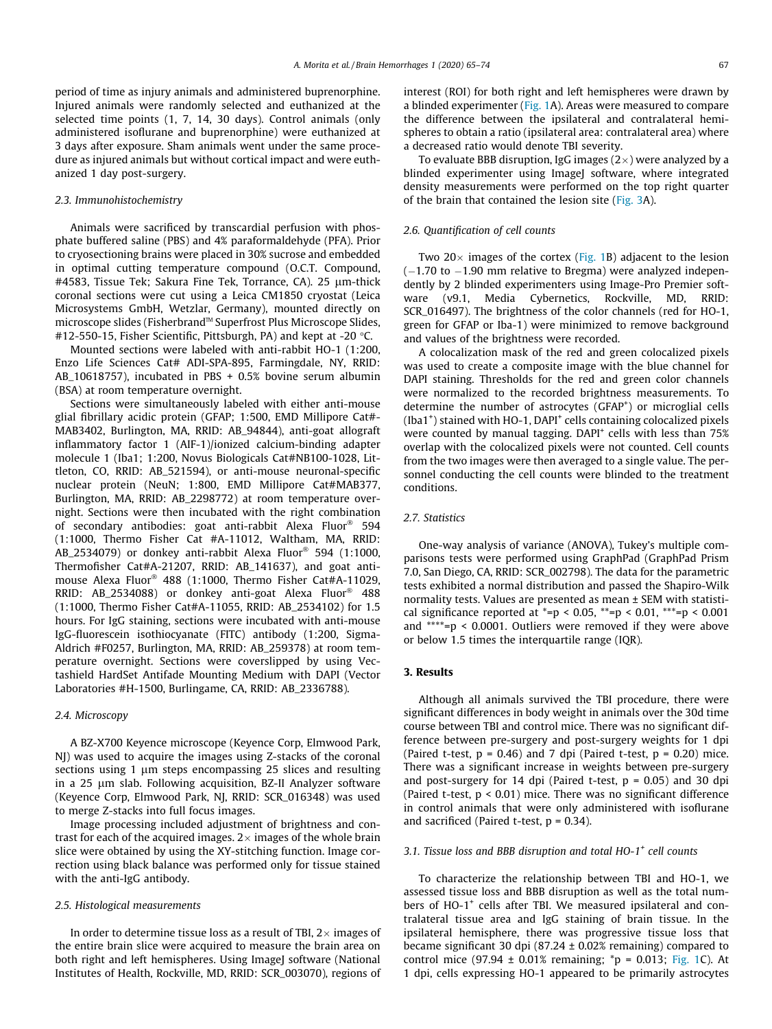period of time as injury animals and administered buprenorphine. Injured animals were randomly selected and euthanized at the selected time points (1, 7, 14, 30 days). Control animals (only administered isoflurane and buprenorphine) were euthanized at 3 days after exposure. Sham animals went under the same procedure as injured animals but without cortical impact and were euthanized 1 day post-surgery.

### 2.3. Immunohistochemistry

Animals were sacrificed by transcardial perfusion with phosphate buffered saline (PBS) and 4% paraformaldehyde (PFA). Prior to cryosectioning brains were placed in 30% sucrose and embedded in optimal cutting temperature compound (O.C.T. Compound, #4583, Tissue Tek; Sakura Fine Tek, Torrance, CA). 25 µm-thick coronal sections were cut using a Leica CM1850 cryostat (Leica Microsystems GmbH, Wetzlar, Germany), mounted directly on microscope slides (Fisherbrand™ Superfrost Plus Microscope Slides, #12-550-15, Fisher Scientific, Pittsburgh, PA) and kept at -20 °C.

Mounted sections were labeled with anti-rabbit HO-1 (1:200, Enzo Life Sciences Cat# ADI-SPA-895, Farmingdale, NY, RRID: AB_10618757), incubated in PBS + 0.5% bovine serum albumin (BSA) at room temperature overnight.

Sections were simultaneously labeled with either anti-mouse glial fibrillary acidic protein (GFAP; 1:500, EMD Millipore Cat#-MAB3402, Burlington, MA, RRID: AB_94844), anti-goat allograft inflammatory factor 1 (AIF-1)/ionized calcium-binding adapter molecule 1 (Iba1; 1:200, Novus Biologicals Cat#NB100-1028, Littleton, CO, RRID: AB_521594), or anti-mouse neuronal-specific nuclear protein (NeuN; 1:800, EMD Millipore Cat#MAB377, Burlington, MA, RRID: AB_2298772) at room temperature overnight. Sections were then incubated with the right combination of secondary antibodies: goat anti-rabbit Alexa Fluor® 594 (1:1000, Thermo Fisher Cat #A-11012, Waltham, MA, RRID: AB_2534079) or donkey anti-rabbit Alexa Fluor® 594 (1:1000, Thermofisher Cat#A-21207, RRID: AB_141637), and goat anti-mouse Alexa Fluor® 488 (1:1000, Thermo Fisher Cat#A-11029, RRID: AB_2534088) or donkey anti-goat Alexa Fluor® 488 (1:1000, Thermo Fisher Cat#A-11055, RRID: AB_2534102) for 1.5 hours. For IgG staining, sections were incubated with anti-mouse IgG-fluorescein isothiocyanate (FITC) antibody (1:200, Sigma-Aldrich #F0257, Burlington, MA, RRID: AB_259378) at room temperature overnight. Sections were coverslipped by using Vectashield HardSet Antifade Mounting Medium with DAPI (Vector Laboratories #H-1500, Burlingame, CA, RRID: AB_2336788).

### 2.4. Microscopy

A BZ-X700 Keyence microscope (Keyence Corp, Elmwood Park, NJ) was used to acquire the images using Z-stacks of the coronal sections using 1 µm steps encompassing 25 slices and resulting in a 25 µm slab. Following acquisition, BZ-II Analyzer software (Keyence Corp, Elmwood Park, NJ, RRID: SCR_016348) was used to merge Z-stacks into full focus images.

Image processing included adjustment of brightness and contrast for each of the acquired images. 2× images of the whole brain slice were obtained by using the XY-stitching function. Image correction using black balance was performed only for tissue stained with the anti-IgG antibody.

### 2.5. Histological measurements

In order to determine tissue loss as a result of TBI, 2× images of the entire brain slice were acquired to measure the brain area on both right and left hemispheres. Using ImageJ software (National Institutes of Health, Rockville, MD, RRID: SCR_003070), regions of interest (ROI) for both right and left hemispheres were drawn by a blinded experimenter (Fig. 1A). Areas were measured to compare the difference between the ipsilateral and contralateral hemispheres to obtain a ratio (ipsilateral area: contralateral area) where a decreased ratio would denote TBI severity.

To evaluate BBB disruption, IgG images (2×) were analyzed by a blinded experimenter using ImageJ software, where integrated density measurements were performed on the top right quarter of the brain that contained the lesion site (Fig. 3A).

### 2.6. Quantification of cell counts

Two 20× images of the cortex (Fig. 1B) adjacent to the lesion (−1.70 to −1.90 mm relative to Bregma) were analyzed independently by 2 blinded experimenters using Image-Pro Premier software (v9.1, Media Cybernetics, Rockville, MD, RRID: SCR_016497). The brightness of the color channels (red for HO-1, green for GFAP or Iba-1) were minimized to remove background and values of the brightness were recorded.

A colocalization mask of the red and green colocalized pixels was used to create a composite image with the blue channel for DAPI staining. Thresholds for the red and green color channels were normalized to the recorded brightness measurements. To determine the number of astrocytes (GFAP$^+$) or microglial cells (Iba1$^+$) stained with HO-1, DAPI$^+$ cells containing colocalized pixels were counted by manual tagging. DAPI$^+$ cells with less than 75% overlap with the colocalized pixels were not counted. Cell counts from the two images were then averaged to a single value. The personnel conducting the cell counts were blinded to the treatment conditions.

### 2.7. Statistics

One-way analysis of variance (ANOVA), Tukey's multiple comparisons tests were performed using GraphPad (GraphPad Prism 7.0, San Diego, CA, RRID: SCR_002798). The data for the parametric tests exhibited a normal distribution and passed the Shapiro-Wilk normality tests. Values are presented as mean ± SEM with statistical significance reported at *=p < 0.05, **=p < 0.01, ***=p < 0.001 and ****=p < 0.0001. Outliers were removed if they were above or below 1.5 times the interquartile range (IQR).

## 3. Results

Although all animals survived the TBI procedure, there were significant differences in body weight in animals over the 30d time course between TBI and control mice. There was no significant difference between pre-surgery and post-surgery weights for 1 dpi (Paired t-test, p = 0.46) and 7 dpi (Paired t-test, p = 0.20) mice. There was a significant increase in weights between pre-surgery and post-surgery for 14 dpi (Paired t-test, p = 0.05) and 30 dpi (Paired t-test, p < 0.01) mice. There was no significant difference in control animals that were only administered with isoflurane and sacrificed (Paired t-test, p = 0.34).

### 3.1. Tissue loss and BBB disruption and total HO-1$^+$ cell counts

To characterize the relationship between TBI and HO-1, we assessed tissue loss and BBB disruption as well as the total numbers of HO-1$^+$ cells after TBI. We measured ipsilateral and contralateral tissue area and IgG staining of brain tissue. In the ipsilateral hemisphere, there was progressive tissue loss that became significant 30 dpi (87.24 ± 0.02% remaining) compared to control mice (97.94 ± 0.01% remaining; *p = 0.013; Fig. 1C). At 1 dpi, cells expressing HO-1 appeared to be primarily astrocytes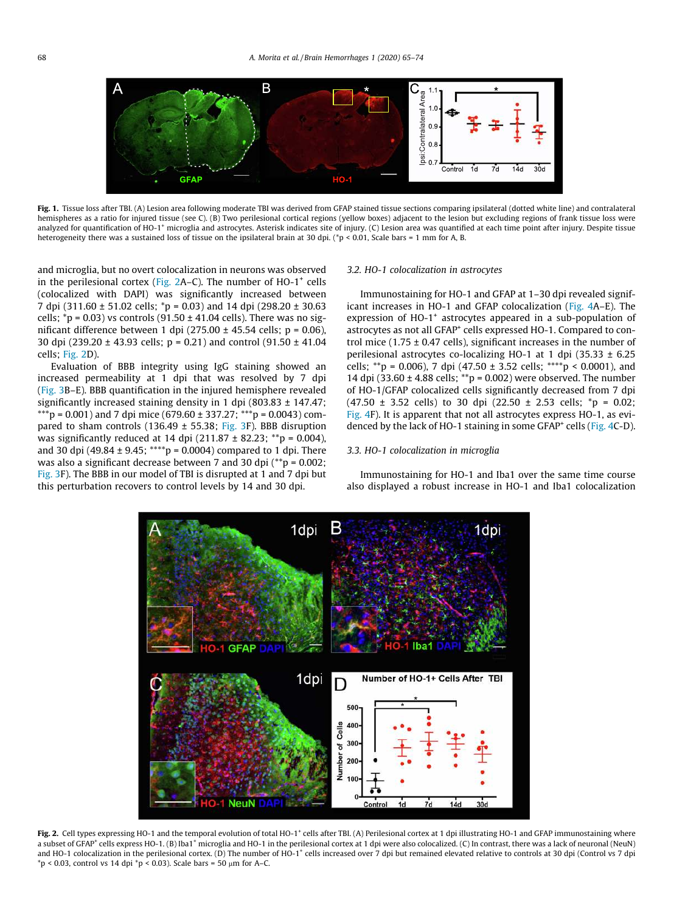**Fig. 1.** Tissue loss after TBI. (A) Lesion area following moderate TBI was derived from GFAP stained tissue sections comparing ipsilateral (dotted white line) and contralateral hemispheres as a ratio for injured tissue (see C). (B) Two perilesional cortical regions (yellow boxes) adjacent to the lesion but excluding regions of frank tissue loss were analyzed for quantification of HO-1⁺ microglia and astrocytes. Asterisk indicates site of injury. (C) Lesion area was quantified at each time point after injury. Despite tissue heterogeneity there was a sustained loss of tissue on the ipsilateral brain at 30 dpi. (*p < 0.01, Scale bars = 1 mm for A, B.

and microglia, but no overt colocalization in neurons was observed in the perilesional cortex (Fig. 2A–C). The number of HO-1⁺ cells (colocalized with DAPI) was significantly increased between 7 dpi (311.60 ± 51.02 cells; *p = 0.03) and 14 dpi (298.20 ± 30.63 cells; *p = 0.03) vs controls (91.50 ± 41.04 cells). There was no significant difference between 1 dpi (275.00 ± 45.54 cells; p = 0.06), 30 dpi (239.20 ± 43.93 cells; p = 0.21) and control (91.50 ± 41.04 cells; Fig. 2D).

Evaluation of BBB integrity using IgG staining showed an increased permeability at 1 dpi that was resolved by 7 dpi (Fig. 3B–E). BBB quantification in the injured hemisphere revealed significantly increased staining density in 1 dpi (803.83 ± 147.47; ***p = 0.001) and 7 dpi mice (679.60 ± 337.27; ***p = 0.0043) compared to sham controls (136.49 ± 55.38; Fig. 3F). BBB disruption was significantly reduced at 14 dpi (211.87 ± 82.23; **p = 0.004), and 30 dpi (49.84 ± 9.45; ****p = 0.0004) compared to 1 dpi. There was also a significant decrease between 7 and 30 dpi (**p = 0.002; Fig. 3F). The BBB in our model of TBI is disrupted at 1 and 7 dpi but this perturbation recovers to control levels by 14 and 30 dpi.

### 3.2. HO-1 colocalization in astrocytes

Immunostaining for HO-1 and GFAP at 1–30 dpi revealed significant increases in HO-1 and GFAP colocalization (Fig. 4A–E). The expression of HO-1⁺ astrocytes appeared in a sub-population of astrocytes as not all GFAP⁺ cells expressed HO-1. Compared to control mice (1.75 ± 0.47 cells), significant increases in the number of perilesional astrocytes co-localizing HO-1 at 1 dpi (35.33 ± 6.25 cells; **p = 0.006), 7 dpi (47.50 ± 3.52 cells; ****p < 0.0001), and 14 dpi (33.60 ± 4.88 cells; **p = 0.002) were observed. The number of HO-1/GFAP colocalized cells significantly decreased from 7 dpi (47.50 ± 3.52 cells) to 30 dpi (22.50 ± 2.53 cells; *p = 0.02; Fig. 4F). It is apparent that not all astrocytes express HO-1, as evidenced by the lack of HO-1 staining in some GFAP⁺ cells (Fig. 4C-D).

### 3.3. HO-1 colocalization in microglia

Immunostaining for HO-1 and Iba1 over the same time course also displayed a robust increase in HO-1 and Iba1 colocalization

**Fig. 2.** Cell types expressing HO-1 and the temporal evolution of total HO-1⁺ cells after TBI. (A) Perilesional cortex at 1 dpi illustrating HO-1 and GFAP immunostaining where a subset of GFAP⁺ cells express HO-1. (B) Iba1⁺ microglia and HO-1 in the perilesional cortex at 1 dpi were also colocalized. (C) In contrast, there was a lack of neuronal (NeuN) and HO-1 colocalization in the perilesional cortex. (D) The number of HO-1⁺ cells increased over 7 dpi but remained elevated relative to controls at 30 dpi (Control vs 7 dpi *p < 0.03, control vs 14 dpi *p < 0.03). Scale bars = 50 μm for A–C.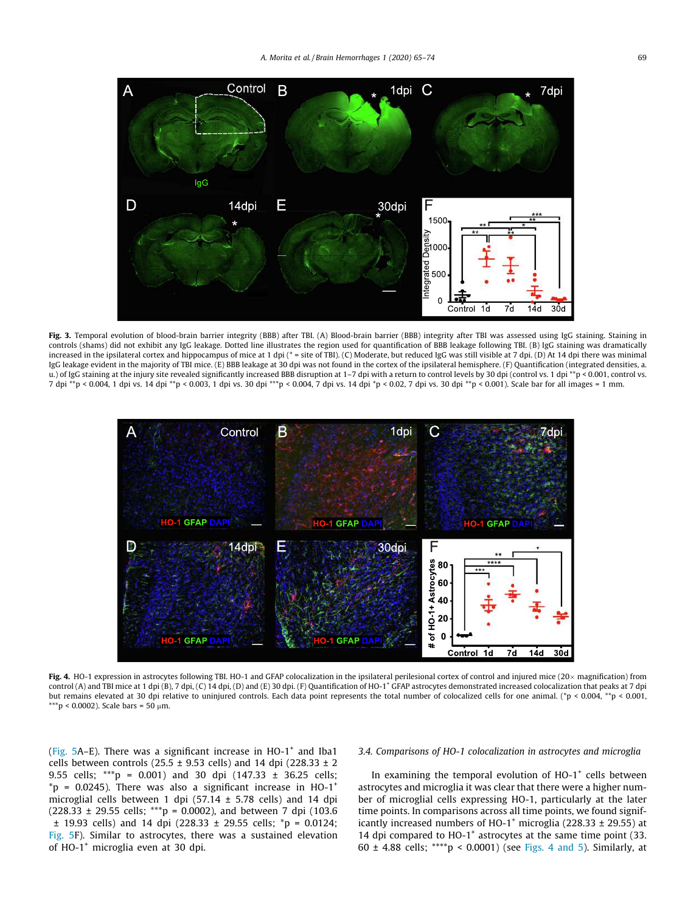**Fig. 3.** Temporal evolution of blood-brain barrier integrity (BBB) after TBI. (A) Blood-brain barrier (BBB) integrity after TBI was assessed using IgG staining. Staining in controls (shams) did not exhibit any IgG leakage. Dotted line illustrates the region used for quantification of BBB leakage following TBI. (B) IgG staining was dramatically increased in the ipsilateral cortex and hippocampus of mice at 1 dpi (* = site of TBI). (C) Moderate, but reduced IgG was still visible at 7 dpi. (D) At 14 dpi there was minimal IgG leakage evident in the majority of TBI mice. (E) BBB leakage at 30 dpi was not found in the cortex of the ipsilateral hemisphere. (F) Quantification (integrated densities, a.u.) of IgG staining at the injury site revealed significantly increased BBB disruption at 1–7 dpi with a return to control levels by 30 dpi (control vs. 1 dpi **p < 0.001, control vs. 7 dpi **p < 0.004, 1 dpi vs. 14 dpi **p < 0.003, 1 dpi vs. 30 dpi ***p < 0.004, 7 dpi vs. 14 dpi *p < 0.02, 7 dpi vs. 30 dpi **p < 0.001). Scale bar for all images = 1 mm.

**Fig. 4.** HO-1 expression in astrocytes following TBI. HO-1 and GFAP colocalization in the ipsilateral perilesional cortex of control and injured mice (20× magnification) from control (A) and TBI mice at 1 dpi (B), 7 dpi, (C) 14 dpi, (D) and (E) 30 dpi. (F) Quantification of HO-1[+] GFAP astrocytes demonstrated increased colocalization that peaks at 7 dpi but remains elevated at 30 dpi relative to uninjured controls. Each data point represents the total number of colocalized cells for one animal. (*p < 0.004, **p < 0.001, ***p < 0.0002). Scale bars = 50 μm.

(Fig. 5A–E). There was a significant increase in HO-1[+] and Iba1 cells between controls (25.5 ± 9.53 cells) and 14 dpi (228.33 ± 29.55 cells; ***p = 0.001) and 30 dpi (147.33 ± 36.25 cells; *p = 0.0245). There was also a significant increase in HO-1[+] microglial cells between 1 dpi (57.14 ± 5.78 cells) and 14 dpi (228.33 ± 29.55 cells; ***p = 0.0002), and between 7 dpi (103.6 ± 19.93 cells) and 14 dpi (228.33 ± 29.55 cells; *p = 0.0124; Fig. 5F). Similar to astrocytes, there was a sustained elevation of HO-1[+] microglia even at 30 dpi.

### 3.4. Comparisons of HO-1 colocalization in astrocytes and microglia

In examining the temporal evolution of HO-1[+] cells between astrocytes and microglia it was clear that there were a higher number of microglial cells expressing HO-1, particularly at the later time points. In comparisons across all time points, we found significantly increased numbers of HO-1[+] microglia (228.33 ± 29.55) at 14 dpi compared to HO-1[+] astrocytes at the same time point (33.60 ± 4.88 cells; ****p < 0.0001) (see Figs. 4 and 5). Similarly, at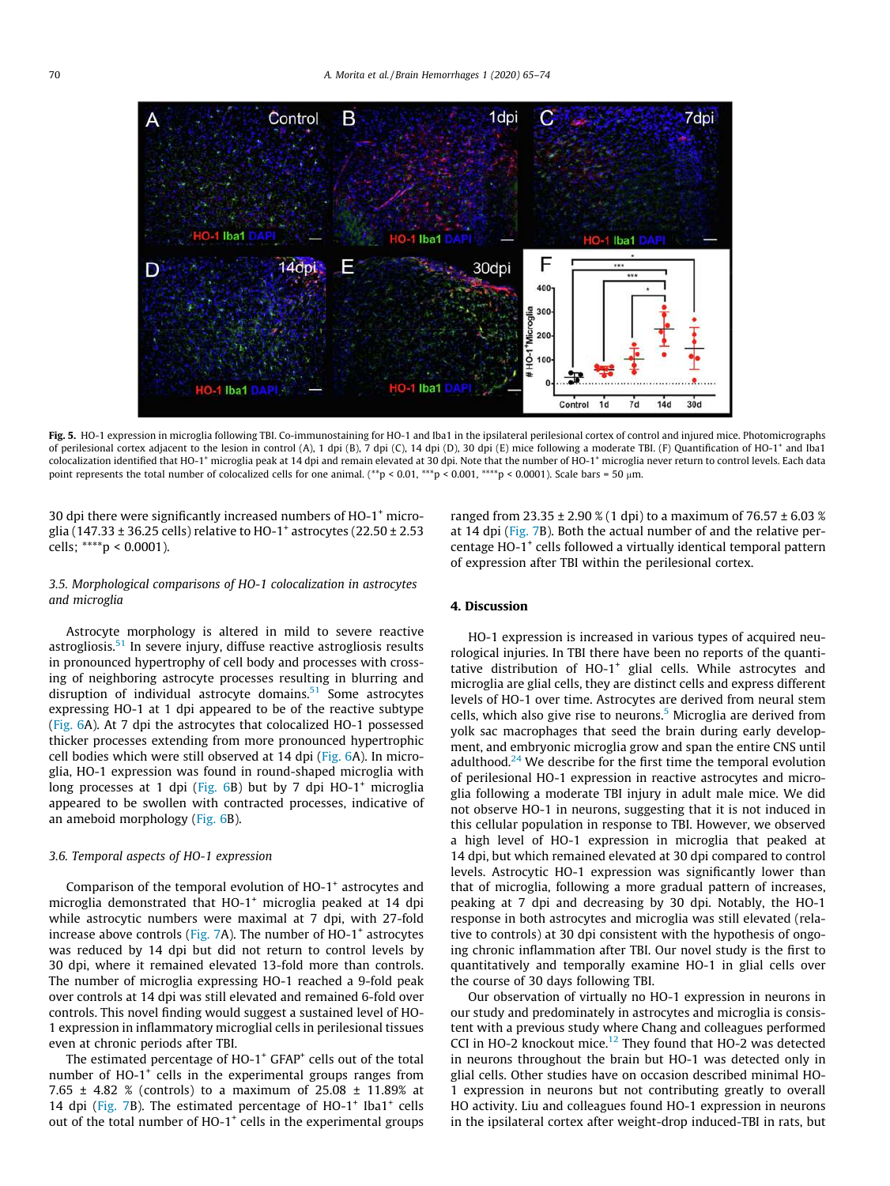Fig. 5. HO-1 expression in microglia following TBI. Co-immunostaining for HO-1 and Iba1 in the ipsilateral perilesional cortex of control and injured mice. Photomicrographs of perilesional cortex adjacent to the lesion in control (A), 1 dpi (B), 7 dpi (C), 14 dpi (D), 30 dpi (E) mice following a moderate TBI. (F) Quantification of HO-1[+] and Iba1 colocalization identified that HO-1[+] microglia peak at 14 dpi and remain elevated at 30 dpi. Note that the number of HO-1[+] microglia never return to control levels. Each data point represents the total number of colocalized cells for one animal. (**p < 0.01, ***p < 0.001, ****p < 0.0001). Scale bars = 50 μm.

30 dpi there were significantly increased numbers of HO-1[+] microglia (147.33 ± 36.25 cells) relative to HO-1[+] astrocytes (22.50 ± 2.53 cells; ****p < 0.0001).

### 3.5. Morphological comparisons of HO-1 colocalization in astrocytes and microglia

Astrocyte morphology is altered in mild to severe reactive astrogliosis.[51] In severe injury, diffuse reactive astrogliosis results in pronounced hypertrophy of cell body and processes with crossing of neighboring astrocyte processes resulting in blurring and disruption of individual astrocyte domains.[51] Some astrocytes expressing HO-1 at 1 dpi appeared to be of the reactive subtype (Fig. 6A). At 7 dpi the astrocytes that colocalized HO-1 possessed thicker processes extending from more pronounced hypertrophic cell bodies which were still observed at 14 dpi (Fig. 6A). In microglia, HO-1 expression was found in round-shaped microglia with long processes at 1 dpi (Fig. 6B) but by 7 dpi HO-1[+] microglia appeared to be swollen with contracted processes, indicative of an ameboid morphology (Fig. 6B).

### 3.6. Temporal aspects of HO-1 expression

Comparison of the temporal evolution of HO-1[+] astrocytes and microglia demonstrated that HO-1[+] microglia peaked at 14 dpi while astrocytic numbers were maximal at 7 dpi, with 27-fold increase above controls (Fig. 7A). The number of HO-1[+] astrocytes was reduced by 14 dpi but did not return to control levels by 30 dpi, where it remained elevated 13-fold more than controls. The number of microglia expressing HO-1 reached a 9-fold peak over controls at 14 dpi was still elevated and remained 6-fold over controls. This novel finding would suggest a sustained level of HO-1 expression in inflammatory microglial cells in perilesional tissues even at chronic periods after TBI.

The estimated percentage of HO-1[+] GFAP[+] cells out of the total number of HO-1[+] cells in the experimental groups ranges from 7.65 ± 4.82 % (controls) to a maximum of 25.08 ± 11.89% at 14 dpi (Fig. 7B). The estimated percentage of HO-1[+] Iba1[+] cells out of the total number of HO-1[+] cells in the experimental groups ranged from 23.35 ± 2.90 % (1 dpi) to a maximum of 76.57 ± 6.03 % at 14 dpi (Fig. 7B). Both the actual number of and the relative percentage HO-1[+] cells followed a virtually identical temporal pattern of expression after TBI within the perilesional cortex.

## 4. Discussion

HO-1 expression is increased in various types of acquired neurological injuries. In TBI there have been no reports of the quantitative distribution of HO-1[+] glial cells. While astrocytes and microglia are glial cells, they are distinct cells and express different levels of HO-1 over time. Astrocytes are derived from neural stem cells, which also give rise to neurons.[5] Microglia are derived from yolk sac macrophages that seed the brain during early development, and embryonic microglia grow and span the entire CNS until adulthood.[24] We describe for the first time the temporal evolution of perilesional HO-1 expression in reactive astrocytes and microglia following a moderate TBI injury in adult male mice. We did not observe HO-1 in neurons, suggesting that it is not induced in this cellular population in response to TBI. However, we observed a high level of HO-1 expression in microglia that peaked at 14 dpi, but which remained elevated at 30 dpi compared to control levels. Astrocytic HO-1 expression was significantly lower than that of microglia, following a more gradual pattern of increases, peaking at 7 dpi and decreasing by 30 dpi. Notably, the HO-1 response in both astrocytes and microglia was still elevated (relative to controls) at 30 dpi consistent with the hypothesis of ongoing chronic inflammation after TBI. Our novel study is the first to quantitatively and temporally examine HO-1 in glial cells over the course of 30 days following TBI.

Our observation of virtually no HO-1 expression in neurons in our study and predominately in astrocytes and microglia is consistent with a previous study where Chang and colleagues performed CCI in HO-2 knockout mice.[12] They found that HO-2 was detected in neurons throughout the brain but HO-1 was detected only in glial cells. Other studies have on occasion described minimal HO-1 expression in neurons but not contributing greatly to overall HO activity. Liu and colleagues found HO-1 expression in neurons in the ipsilateral cortex after weight-drop induced-TBI in rats, but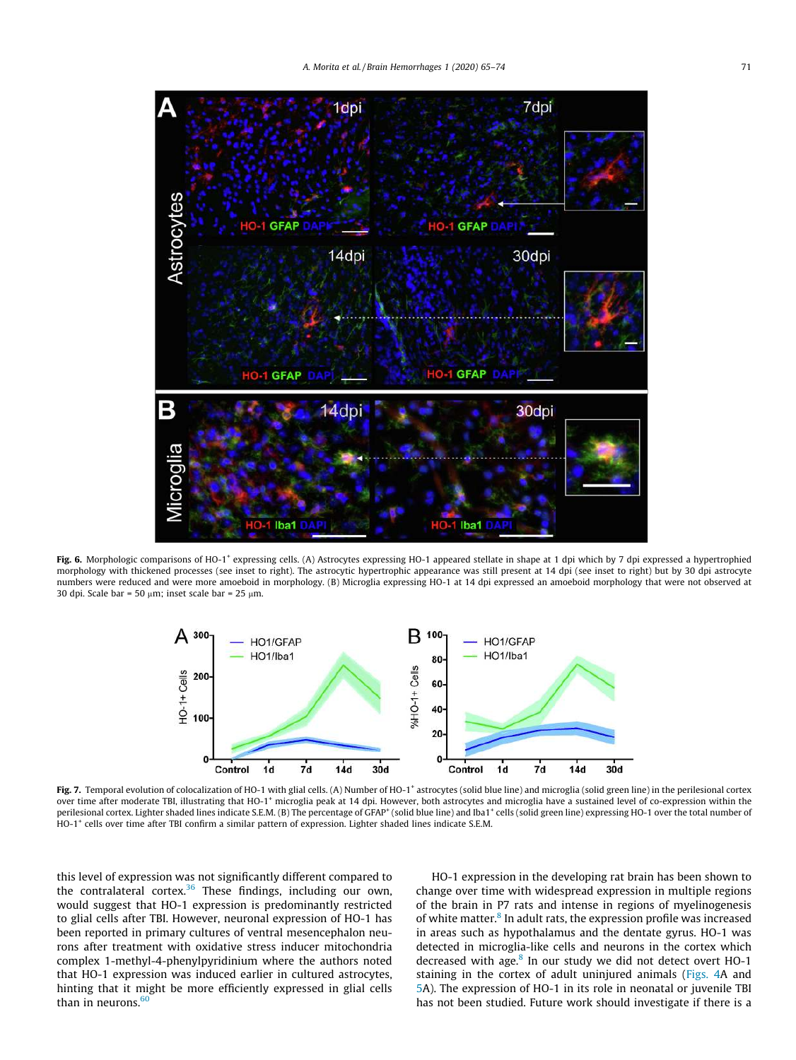**Fig. 6.** Morphologic comparisons of HO-1[+] expressing cells. (A) Astrocytes expressing HO-1 appeared stellate in shape at 1 dpi which by 7 dpi expressed a hypertrophied morphology with thickened processes (see inset to right). The astrocytic hypertrophic appearance was still present at 14 dpi (see inset to right) but by 30 dpi astrocyte numbers were reduced and were more amoeboid in morphology. (B) Microglia expressing HO-1 at 14 dpi expressed an amoeboid morphology that were not observed at 30 dpi. Scale bar = 50 μm; inset scale bar = 25 μm.

**Fig. 7.** Temporal evolution of colocalization of HO-1 with glial cells. (A) Number of HO-1[+] astrocytes (solid blue line) and microglia (solid green line) in the perilesional cortex over time after moderate TBI, illustrating that HO-1[+] microglia peak at 14 dpi. However, both astrocytes and microglia have a sustained level of co-expression within the perilesional cortex. Lighter shaded lines indicate S.E.M. (B) The percentage of GFAP[+] (solid blue line) and Iba1[+] cells (solid green line) expressing HO-1 over the total number of HO-1[+] cells over time after TBI confirm a similar pattern of expression. Lighter shaded lines indicate S.E.M.

this level of expression was not significantly different compared to the contralateral cortex.[36] These findings, including our own, would suggest that HO-1 expression is predominantly restricted to glial cells after TBI. However, neuronal expression of HO-1 has been reported in primary cultures of ventral mesencephalon neurons after treatment with oxidative stress inducer mitochondria complex 1-methyl-4-phenylpyridinium where the authors noted that HO-1 expression was induced earlier in cultured astrocytes, hinting that it might be more efficiently expressed in glial cells than in neurons.[60]

HO-1 expression in the developing rat brain has been shown to change over time with widespread expression in multiple regions of the brain in P7 rats and intense in regions of myelinogenesis of white matter.[8] In adult rats, the expression profile was increased in areas such as hypothalamus and the dentate gyrus. HO-1 was detected in microglia-like cells and neurons in the cortex which decreased with age.[8] In our study we did not detect overt HO-1 staining in the cortex of adult uninjured animals (Figs. 4A and 5A). The expression of HO-1 in its role in neonatal or juvenile TBI has not been studied. Future work should investigate if there is a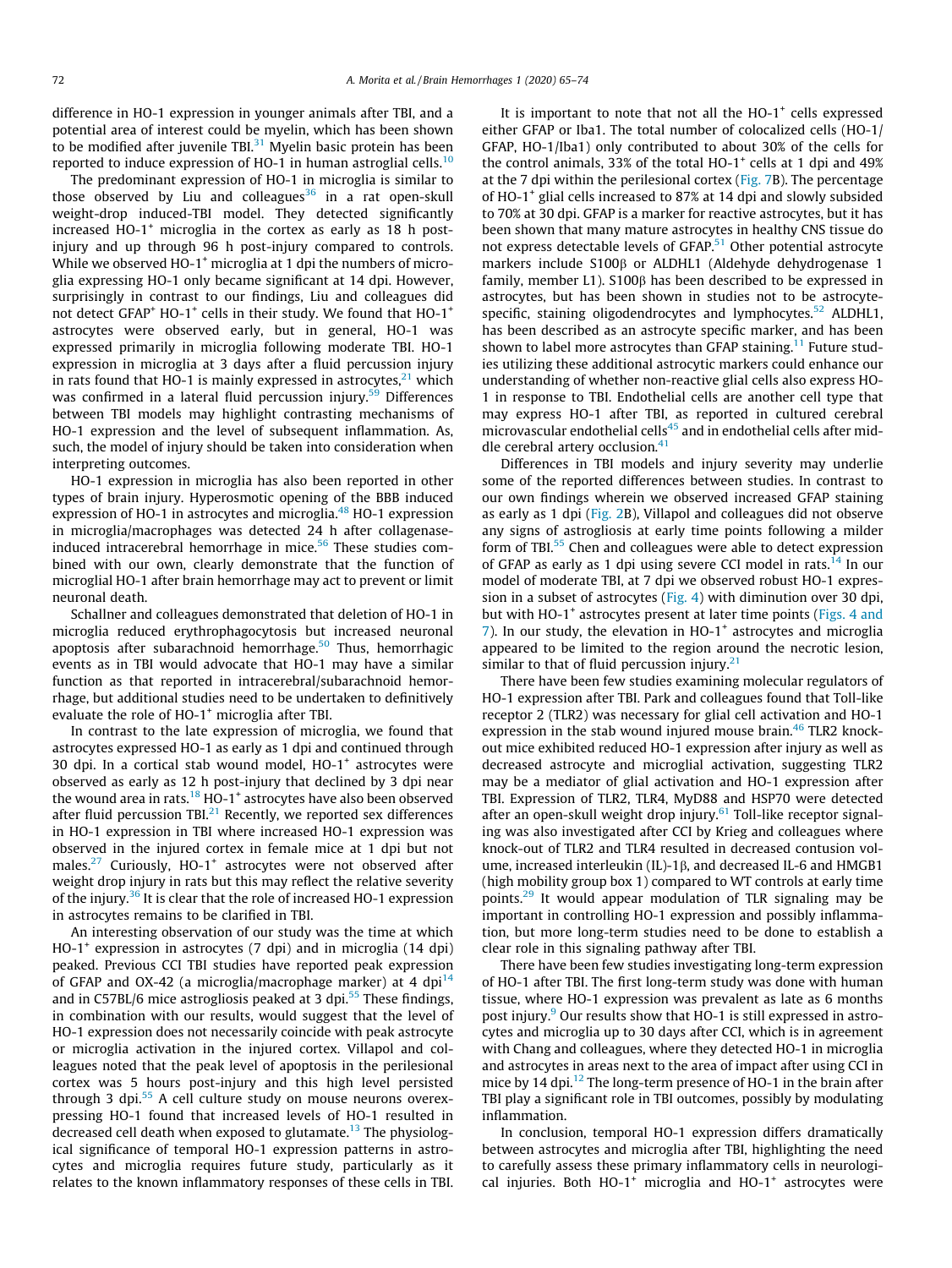difference in HO-1 expression in younger animals after TBI, and a potential area of interest could be myelin, which has been shown to be modified after juvenile TBI.[31] Myelin basic protein has been reported to induce expression of HO-1 in human astroglial cells.[10]

The predominant expression of HO-1 in microglia is similar to those observed by Liu and colleagues[36] in a rat open-skull weight-drop induced-TBI model. They detected significantly increased HO-1$^+$ microglia in the cortex as early as 18 h post-injury and up through 96 h post-injury compared to controls. While we observed HO-1$^+$ microglia at 1 dpi the numbers of microglia expressing HO-1 only became significant at 14 dpi. However, surprisingly in contrast to our findings, Liu and colleagues did not detect GFAP$^+$ HO-1$^+$ cells in their study. We found that HO-1$^+$ astrocytes were observed early, but in general, HO-1 was expressed primarily in microglia following moderate TBI. HO-1 expression in microglia at 3 days after a fluid percussion injury in rats found that HO-1 is mainly expressed in astrocytes,[21] which was confirmed in a lateral fluid percussion injury.[59] Differences between TBI models may highlight contrasting mechanisms of HO-1 expression and the level of subsequent inflammation. As, such, the model of injury should be taken into consideration when interpreting outcomes.

HO-1 expression in microglia has also been reported in other types of brain injury. Hyperosmotic opening of the BBB induced expression of HO-1 in astrocytes and microglia.[48] HO-1 expression in microglia/macrophages was detected 24 h after collagenase-induced intracerebral hemorrhage in mice.[56] These studies combined with our own, clearly demonstrate that the function of microglial HO-1 after brain hemorrhage may act to prevent or limit neuronal death.

Schallner and colleagues demonstrated that deletion of HO-1 in microglia reduced erythrophagocytosis but increased neuronal apoptosis after subarachnoid hemorrhage.[50] Thus, hemorrhagic events as in TBI would advocate that HO-1 may have a similar function as that reported in intracerebral/subarachnoid hemorrhage, but additional studies need to be undertaken to definitively evaluate the role of HO-1$^+$ microglia after TBI.

In contrast to the late expression of microglia, we found that astrocytes expressed HO-1 as early as 1 dpi and continued through 30 dpi. In a cortical stab wound model, HO-1$^+$ astrocytes were observed as early as 12 h post-injury that declined by 3 dpi near the wound area in rats.[18] HO-1$^+$ astrocytes have also been observed after fluid percussion TBI.[21] Recently, we reported sex differences in HO-1 expression in TBI where increased HO-1 expression was observed in the injured cortex in female mice at 1 dpi but not males.[27] Curiously, HO-1$^+$ astrocytes were not observed after weight drop injury in rats but this may reflect the relative severity of the injury.[36] It is clear that the role of increased HO-1 expression in astrocytes remains to be clarified in TBI.

An interesting observation of our study was the time at which HO-1$^+$ expression in astrocytes (7 dpi) and in microglia (14 dpi) peaked. Previous CCI TBI studies have reported peak expression of GFAP and OX-42 (a microglia/macrophage marker) at 4 dpi[14] and in C57BL/6 mice astrogliosis peaked at 3 dpi.[55] These findings, in combination with our results, would suggest that the level of HO-1 expression does not necessarily coincide with peak astrocyte or microglia activation in the injured cortex. Villapol and colleagues noted that the peak level of apoptosis in the perilesional cortex was 5 hours post-injury and this high level persisted through 3 dpi.[55] A cell culture study on mouse neurons overexpressing HO-1 found that increased levels of HO-1 resulted in decreased cell death when exposed to glutamate.[13] The physiological significance of temporal HO-1 expression patterns in astrocytes and microglia requires future study, particularly as it relates to the known inflammatory responses of these cells in TBI.

It is important to note that not all the HO-1$^+$ cells expressed either GFAP or Iba1. The total number of colocalized cells (HO-1/GFAP, HO-1/Iba1) only contributed to about 30% of the cells for the control animals, 33% of the total HO-1$^+$ cells at 1 dpi and 49% at the 7 dpi within the perilesional cortex (Fig. 7B). The percentage of HO-1$^+$ glial cells increased to 87% at 14 dpi and slowly subsided to 70% at 30 dpi. GFAP is a marker for reactive astrocytes, but it has been shown that many mature astrocytes in healthy CNS tissue do not express detectable levels of GFAP.[51] Other potential astrocyte markers include S100β or ALDHL1 (Aldehyde dehydrogenase 1 family, member L1). S100β has been described to be expressed in astrocytes, but has been shown in studies not to be astrocyte-specific, staining oligodendrocytes and lymphocytes.[52] ALDHL1, has been described as an astrocyte specific marker, and has been shown to label more astrocytes than GFAP staining.[11] Future studies utilizing these additional astrocytic markers could enhance our understanding of whether non-reactive glial cells also express HO-1 in response to TBI. Endothelial cells are another cell type that may express HO-1 after TBI, as reported in cultured cerebral microvascular endothelial cells[45] and in endothelial cells after middle cerebral artery occlusion.[41]

Differences in TBI models and injury severity may underlie some of the reported differences between studies. In contrast to our own findings wherein we observed increased GFAP staining as early as 1 dpi (Fig. 2B), Villapol and colleagues did not observe any signs of astrogliosis at early time points following a milder form of TBI.[55] Chen and colleagues were able to detect expression of GFAP as early as 1 dpi using severe CCI model in rats.[14] In our model of moderate TBI, at 7 dpi we observed robust HO-1 expression in a subset of astrocytes (Fig. 4) with diminution over 30 dpi, but with HO-1$^+$ astrocytes present at later time points (Figs. 4 and 7). In our study, the elevation in HO-1$^+$ astrocytes and microglia appeared to be limited to the region around the necrotic lesion, similar to that of fluid percussion injury.[21]

There have been few studies examining molecular regulators of HO-1 expression after TBI. Park and colleagues found that Toll-like receptor 2 (TLR2) was necessary for glial cell activation and HO-1 expression in the stab wound injured mouse brain.[46] TLR2 knockout mice exhibited reduced HO-1 expression after injury as well as decreased astrocyte and microglial activation, suggesting TLR2 may be a mediator of glial activation and HO-1 expression after TBI. Expression of TLR2, TLR4, MyD88 and HSP70 were detected after an open-skull weight drop injury.[61] Toll-like receptor signaling was also investigated after CCI by Krieg and colleagues where knock-out of TLR2 and TLR4 resulted in decreased contusion volume, increased interleukin (IL)-1β, and decreased IL-6 and HMGB1 (high mobility group box 1) compared to WT controls at early time points.[29] It would appear modulation of TLR signaling may be important in controlling HO-1 expression and possibly inflammation, but more long-term studies need to be done to establish a clear role in this signaling pathway after TBI.

There have been few studies investigating long-term expression of HO-1 after TBI. The first long-term study was done with human tissue, where HO-1 expression was prevalent as late as 6 months post injury.[9] Our results show that HO-1 is still expressed in astrocytes and microglia up to 30 days after CCI, which is in agreement with Chang and colleagues, where they detected HO-1 in microglia and astrocytes in areas next to the area of impact after using CCI in mice by 14 dpi.[12] The long-term presence of HO-1 in the brain after TBI play a significant role in TBI outcomes, possibly by modulating inflammation.

In conclusion, temporal HO-1 expression differs dramatically between astrocytes and microglia after TBI, highlighting the need to carefully assess these primary inflammatory cells in neurological injuries. Both HO-1$^+$ microglia and HO-1$^+$ astrocytes were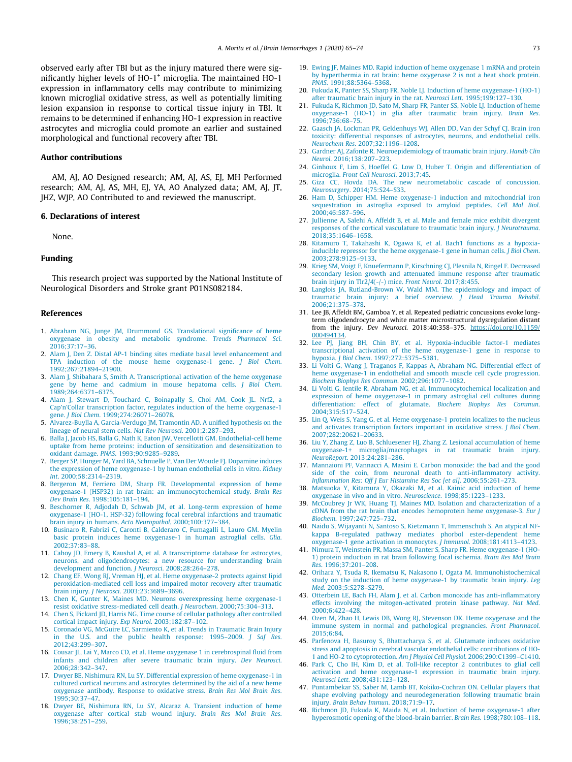observed early after TBI but as the injury matured there were significantly higher levels of HO-1$^+$ microglia. The maintained HO-1 expression in inflammatory cells may contribute to minimizing known microglial oxidative stress, as well as potentially limiting lesion expansion in response to cortical tissue injury in TBI. It remains to be determined if enhancing HO-1 expression in reactive astrocytes and microglia could promote an earlier and sustained morphological and functional recovery after TBI.

## Author contributions

AM, AJ, AO Designed research; AM, AJ, AS, EJ, MH Performed research; AM, AJ, AS, MH, EJ, YA, AO Analyzed data; AM, AJ, JT, JHZ, WJP, AO Contributed to and reviewed the manuscript.

## 6. Declarations of interest

None.

## Funding

This research project was supported by the National Institute of Neurological Disorders and Stroke grant P01NS082184.

## References

1. Abraham NG, Junge JM, Drummond GS. Translational significance of heme oxygenase in obesity and metabolic syndrome. *Trends Pharmacol Sci*. 2016;37:17–36.
2. Alam J, Den Z. Distal AP-1 binding sites mediate basal level enhancement and TPA induction of the mouse heme oxygenase-1 gene. *J Biol Chem*. 1992;267:21894–21900.
3. Alam J, Shibahara S, Smith A. Transcriptional activation of the heme oxygenase gene by heme and cadmium in mouse hepatoma cells. *J Biol Chem*. 1989;264:6371–6375.
4. Alam J, Stewart D, Touchard C, Boinapally S, Choi AM, Cook JL. Nrf2, a Cap'n'Collar transcription factor, regulates induction of the heme oxygenase-1 gene. *J Biol Chem*. 1999;274:26071–26078.
5. Alvarez-Buylla A, Garcia-Verdugo JM, Tramontin AD. A unified hypothesis on the lineage of neural stem cells. *Nat Rev Neurosci*. 2001;2:287–293.
6. Balla J, Jacob HS, Balla G, Nath K, Eaton JW, Vercellotti GM. Endothelial-cell heme uptake from heme proteins: induction of sensitization and desensitization to oxidant damage. *PNAS*. 1993;90:9285–9289.
7. Berger SP, Hunger M, Yard BA, Schnuelle P, Van Der Woude FJ. Dopamine induces the expression of heme oxygenase-1 by human endothelial cells in vitro. *Kidney Int*. 2000;58:2314–2319.
8. Bergeron M, Ferriero DM, Sharp FR. Developmental expression of heme oxygenase-1 (HSP32) in rat brain: an immunocytochemical study. *Brain Res Dev Brain Res*. 1998;105:181–194.
9. Beschorner R, Adjodah D, Schwab JM, et al. Long-term expression of heme oxygenase-1 (HO-1, HSP-32) following focal cerebral infarctions and traumatic brain injury in humans. *Acta Neuropathol*. 2000;100:377–384.
10. Businaro R, Fabrizi C, Caronti B, Calderaro C, Fumagalli L, Lauro GM. Myelin basic protein induces heme oxygenase-1 in human astroglial cells. *Glia*. 2002;37:83–88.
11. Cahoy JD, Emery B, Kaushal A, et al. A transcriptome database for astrocytes, neurons, and oligodendrocytes: a new resource for understanding brain development and function. *J Neurosci*. 2008;28:264–278.
12. Chang EF, Wong RJ, Vreman HJ, et al. Heme oxygenase-2 protects against lipid peroxidation-mediated cell loss and impaired motor recovery after traumatic brain injury. *J Neurosci*. 2003;23:3689–3696.
13. Chen K, Gunter K, Maines MD. Neurons overexpressing heme oxygenase-1 resist oxidative stress-mediated cell death. *J Neurochem*. 2000;75:304–313.
14. Chen S, Pickard JD, Harris NG. Time course of cellular pathology after controlled cortical impact injury. *Exp Neurol*. 2003;182:87–102.
15. Coronado VG, McGuire LC, Sarmiento K, et al. Trends in Traumatic Brain Injury in the U.S. and the public health response: 1995–2009. *J Saf Res*. 2012;43:299–307.
16. Cousar JL, Lai Y, Marco CD, et al. Heme oxygenase 1 in cerebrospinal fluid from infants and children after severe traumatic brain injury. *Dev Neurosci*. 2006;28:342–347.
17. Dwyer BE, Nishimura RN, Lu SY. Differential expression of heme oxygenase-1 in cultured cortical neurons and astrocytes determined by the aid of a new heme oxygenase antibody. Response to oxidative stress. *Brain Res Mol Brain Res*. 1995;30:37–47.
18. Dwyer BE, Nishimura RN, Lu SY, Alcaraz A. Transient induction of heme oxygenase after cortical stab wound injury. *Brain Res Mol Brain Res*. 1996;38:251–259.
19. Ewing JF, Maines MD. Rapid induction of heme oxygenase 1 mRNA and protein by hyperthermia in rat brain: heme oxygenase 2 is not a heat shock protein. *PNAS*. 1991;88:5364–5368.
20. Fukuda K, Panter SS, Sharp FR, Noble LJ. Induction of heme oxygenase-1 (HO-1) after traumatic brain injury in the rat. *Neurosci Lett*. 1995;199:127–130.
21. Fukuda K, Richmon JD, Sato M, Sharp FR, Panter SS, Noble LJ. Induction of heme oxygenase-1 (HO-1) in glia after traumatic brain injury. *Brain Res*. 1996;736:68–75.
22. Gaasch JA, Lockman PR, Geldenhuys WJ, Allen DD, Van der Schyf CJ. Brain iron toxicity: differential responses of astrocytes, neurons, and endothelial cells. *Neurochem Res*. 2007;32:1196–1208.
23. Gardner AJ, Zafonte R. Neuroepidemiology of traumatic brain injury. *Handb Clin Neurol*. 2016;138:207–223.
24. Ginhoux F, Lim S, Hoeffel G, Low D, Huber T. Origin and differentiation of microglia. *Front Cell Neurosci*. 2013;7:45.
25. Giza CC, Hovda DA. The new neurometabolic cascade of concussion. *Neurosurgery*. 2014;75:S24–S33.
26. Ham D, Schipper HM. Heme oxygenase-1 induction and mitochondrial iron sequestration in astroglia exposed to amyloid peptides. *Cell Mol Biol*. 2000;46:587–596.
27. Jullienne A, Salehi A, Affeldt B, et al. Male and female mice exhibit divergent responses of the cortical vasculature to traumatic brain injury. *J Neurotrauma*. 2018;35:1646–1658.
28. Kitamuro T, Takahashi K, Ogawa K, et al. Bach1 functions as a hypoxia-inducible repressor for the heme oxygenase-1 gene in human cells. *J Biol Chem*. 2003;278:9125–9133.
29. Krieg SM, Voigt F, Knuefermann P, Kirschning CJ, Plesnila N, Ringel F. Decreased secondary lesion growth and attenuated immune response after traumatic brain injury in Tlr2/4(-/-) mice. *Front Neurol*. 2017;8:455.
30. Langlois JA, Rutland-Brown W, Wald MM. The epidemiology and impact of traumatic brain injury: a brief overview. *J Head Trauma Rehabil*. 2006;21:375–378.
31. Lee JB, Affeldt BM, Gamboa Y, et al. Repeated pediatric concussions evoke long-term oligodendrocyte and white matter microstructural dysregulation distant from the injury. *Dev Neurosci*. 2018;40:358–375. https://doi.org/10.1159/000494134.
32. Lee PJ, Jiang BH, Chin BY, et al. Hypoxia-inducible factor-1 mediates transcriptional activation of the heme oxygenase-1 gene in response to hypoxia. *J Biol Chem*. 1997;272:5375–5381.
33. Li Volti G, Wang J, Traganos F, Kappas A, Abraham NG. Differential effect of heme oxygenase-1 in endothelial and smooth muscle cell cycle progression. *Biochem Biophys Res Commun*. 2002;296:1077–1082.
34. Li Volti G, Ientile R, Abraham NG, et al. Immunocytochemical localization and expression of heme oxygenase-1 in primary astroglial cell cultures during differentiation: effect of glutamate. *Biochem Biophys Res Commun*. 2004;315:517–524.
35. Lin Q, Weis S, Yang G, et al. Heme oxygenase-1 protein localizes to the nucleus and activates transcription factors important in oxidative stress. *J Biol Chem*. 2007;282:20621–20633.
36. Liu Y, Zhang Z, Luo B, Schluesener HJ, Zhang Z. Lesional accumulation of heme oxygenase-1+ microglia/macrophages in rat traumatic brain injury. *NeuroReport*. 2013;24:281–286.
37. Mannaioni PF, Vannacci A, Masini E. Carbon monoxide: the bad and the good side of the coin, from neuronal death to anti-inflammatory activity. *Inflammation Res: Off J Eur Histamine Res Soc [et al]*. 2006;55:261–273.
38. Matsuoka Y, Kitamura Y, Okazaki M, et al. Kainic acid induction of heme oxygenase in vivo and in vitro. *Neuroscience*. 1998;85:1223–1233.
39. McCoubrey Jr WK, Huang TJ, Maines MD. Isolation and characterization of a cDNA from the rat brain that encodes hemoprotein heme oxygenase-3. *Eur J Biochem*. 1997;247:725–732.
40. Naidu S, Wijayanti N, Santoso S, Kietzmann T, Immenschuh S. An atypical NF-kappa B-regulated pathway mediates phorbol ester-dependent heme oxygenase-1 gene activation in monocytes. *J Immunol*. 2008;181:4113–4123.
41. Nimura T, Weinstein PR, Massa SM, Panter S, Sharp FR. Heme oxygenase-1 (HO-1) protein induction in rat brain following focal ischemia. *Brain Res Mol Brain Res*. 1996;37:201–208.
42. Orihara Y, Tsuda R, Ikematsu K, Nakasono I, Ogata M. Immunohistochemical study on the induction of heme oxygenase-1 by traumatic brain injury. *Leg Med*. 2003;5:S278–S279.
43. Otterbein LE, Bach FH, Alam J, et al. Carbon monoxide has anti-inflammatory effects involving the mitogen-activated protein kinase pathway. *Nat Med*. 2000;6:422–428.
44. Ozen M, Zhao H, Lewis DB, Wong RJ, Stevenson DK. Heme oxygenase and the immune system in normal and pathological pregnancies. *Front Pharmacol*. 2015;6:84.
45. Parfenova H, Basuroy S, Bhattacharya S, et al. Glutamate induces oxidative stress and apoptosis in cerebral vascular endothelial cells: contributions of HO-1 and HO-2 to cytoprotection. *Am J Physiol Cell Physiol*. 2006;290:C1399–C1410.
46. Park C, Cho IH, Kim D, et al. Toll-like receptor 2 contributes to glial cell activation and heme oxygenase-1 expression in traumatic brain injury. *Neurosci Lett*. 2008;431:123–128.
47. Puntambekar SS, Saber M, Lamb BT, Kokiko-Cochran ON. Cellular players that shape evolving pathology and neurodegeneration following traumatic brain injury. *Brain Behav Immun*. 2018;71:9–17.
48. Richmon JD, Fukuda K, Maida N, et al. Induction of heme oxygenase-1 after hyperosmotic opening of the blood-brain barrier. *Brain Res*. 1998;780:108–118.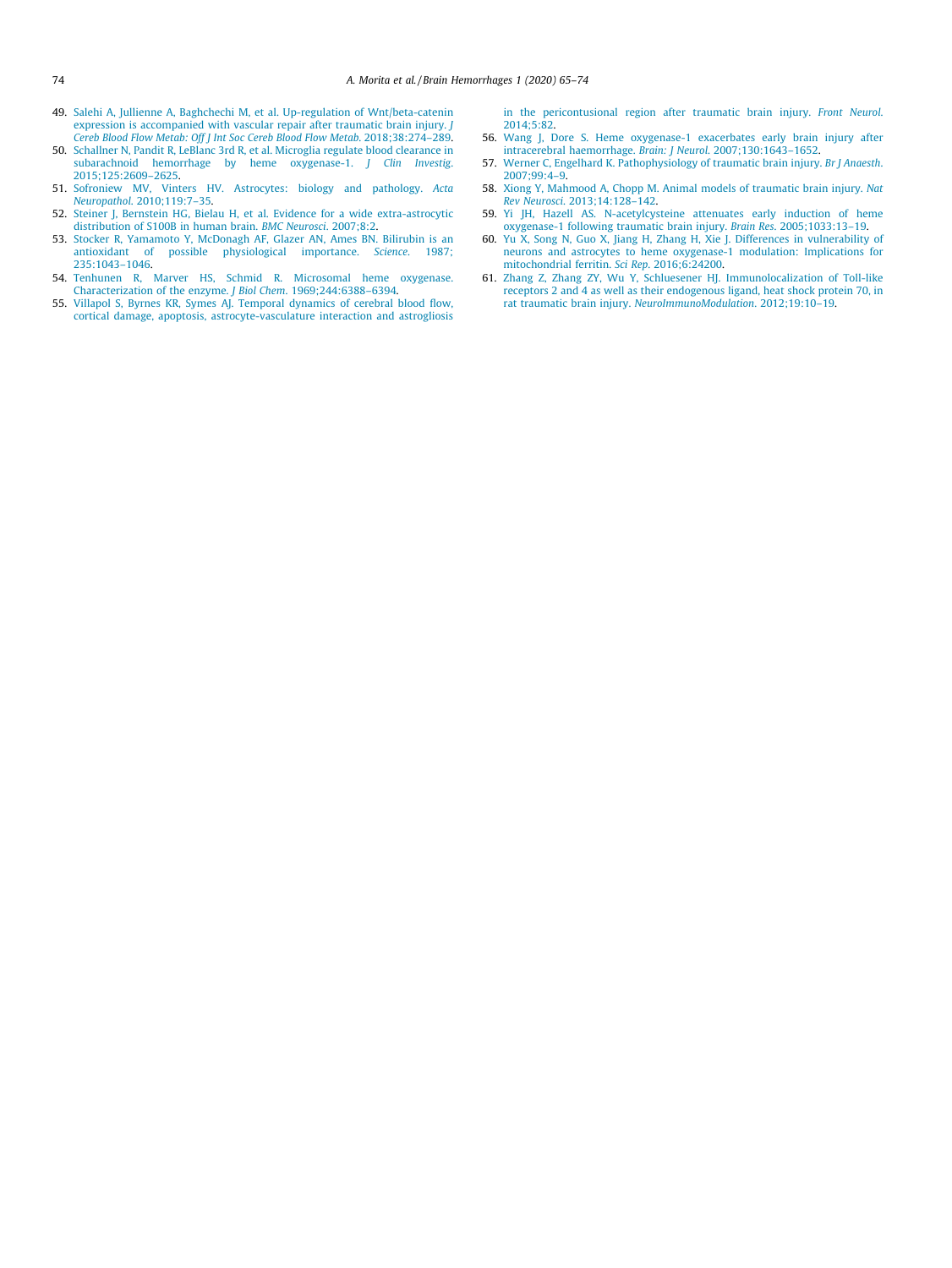49. Salehi A, Jullienne A, Baghchechi M, et al. Up-regulation of Wnt/beta-catenin expression is accompanied with vascular repair after traumatic brain injury. *J Cereb Blood Flow Metab: Off J Int Soc Cereb Blood Flow Metab*. 2018;38:274–289.
50. Schallner N, Pandit R, LeBlanc 3rd R, et al. Microglia regulate blood clearance in subarachnoid hemorrhage by heme oxygenase-1. *J Clin Investig*. 2015;125:2609–2625.
51. Sofroniew MV, Vinters HV. Astrocytes: biology and pathology. *Acta Neuropathol*. 2010;119:7–35.
52. Steiner J, Bernstein HG, Bielau H, et al. Evidence for a wide extra-astrocytic distribution of S100B in human brain. *BMC Neurosci*. 2007;8:2.
53. Stocker R, Yamamoto Y, McDonagh AF, Glazer AN, Ames BN. Bilirubin is an antioxidant of possible physiological importance. *Science*. 1987; 235:1043–1046.
54. Tenhunen R, Marver HS, Schmid R. Microsomal heme oxygenase. Characterization of the enzyme. *J Biol Chem*. 1969;244:6388–6394.
55. Villapol S, Byrnes KR, Symes AJ. Temporal dynamics of cerebral blood flow, cortical damage, apoptosis, astrocyte-vasculature interaction and astrogliosis in the pericontusional region after traumatic brain injury. *Front Neurol*. 2014;5:82.
56. Wang J, Dore S. Heme oxygenase-1 exacerbates early brain injury after intracerebral haemorrhage. *Brain: J Neurol*. 2007;130:1643–1652.
57. Werner C, Engelhard K. Pathophysiology of traumatic brain injury. *Br J Anaesth*. 2007;99:4–9.
58. Xiong Y, Mahmood A, Chopp M. Animal models of traumatic brain injury. *Nat Rev Neurosci*. 2013;14:128–142.
59. Yi JH, Hazell AS. N-acetylcysteine attenuates early induction of heme oxygenase-1 following traumatic brain injury. *Brain Res*. 2005;1033:13–19.
60. Yu X, Song N, Guo X, Jiang H, Zhang H, Xie J. Differences in vulnerability of neurons and astrocytes to heme oxygenase-1 modulation: Implications for mitochondrial ferritin. *Sci Rep*. 2016;6:24200.
61. Zhang Z, Zhang ZY, Wu Y, Schluesener HJ. Immunolocalization of Toll-like receptors 2 and 4 as well as their endogenous ligand, heat shock protein 70, in rat traumatic brain injury. *NeuroImmunoModulation*. 2012;19:10–19.